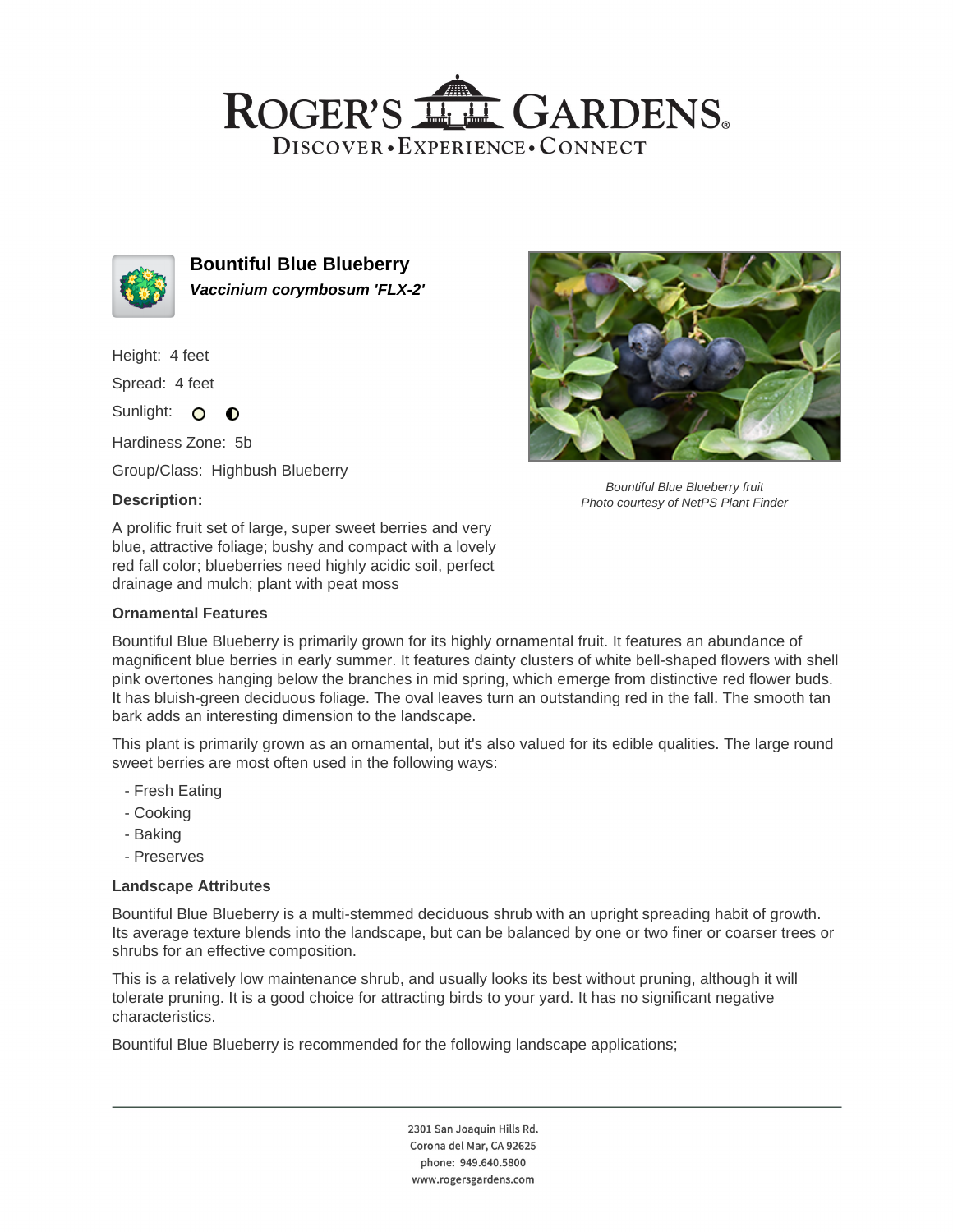# Bountiful Blue Blueberry

***Vaccinium corymbosum 'FLX-2'***

Height: 4 feet

Spread: 4 feet

Sunlight: ○ ◐

Hardiness Zone: 5b

Group/Class: Highbush Blueberry

*Bountiful Blue Blueberry fruit*
*Photo courtesy of NetPS Plant Finder*

**Description:**

A prolific fruit set of large, super sweet berries and very blue, attractive foliage; bushy and compact with a lovely red fall color; blueberries need highly acidic soil, perfect drainage and mulch; plant with peat moss

### Ornamental Features

Bountiful Blue Blueberry is primarily grown for its highly ornamental fruit. It features an abundance of magnificent blue berries in early summer. It features dainty clusters of white bell-shaped flowers with shell pink overtones hanging below the branches in mid spring, which emerge from distinctive red flower buds. It has bluish-green deciduous foliage. The oval leaves turn an outstanding red in the fall. The smooth tan bark adds an interesting dimension to the landscape.

This plant is primarily grown as an ornamental, but it's also valued for its edible qualities. The large round sweet berries are most often used in the following ways:

- Fresh Eating
- Cooking
- Baking
- Preserves

### Landscape Attributes

Bountiful Blue Blueberry is a multi-stemmed deciduous shrub with an upright spreading habit of growth. Its average texture blends into the landscape, but can be balanced by one or two finer or coarser trees or shrubs for an effective composition.

This is a relatively low maintenance shrub, and usually looks its best without pruning, although it will tolerate pruning. It is a good choice for attracting birds to your yard. It has no significant negative characteristics.

Bountiful Blue Blueberry is recommended for the following landscape applications;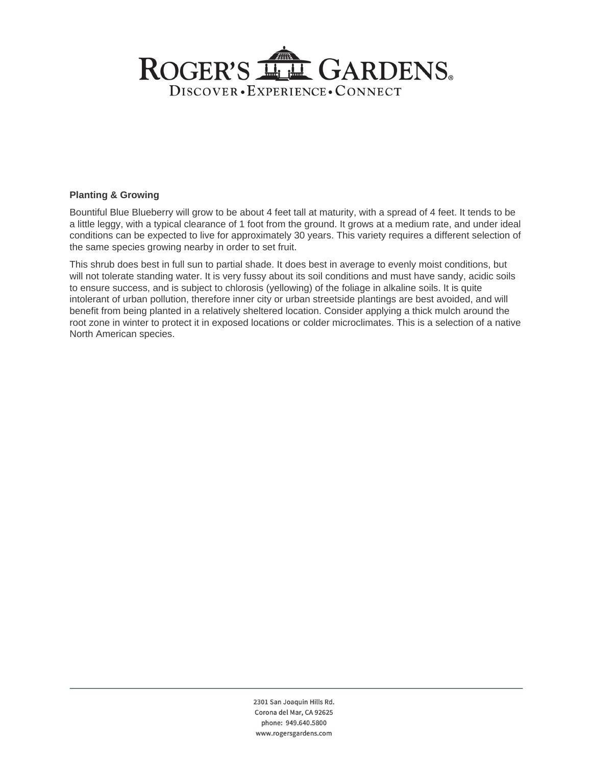**Planting & Growing**

Bountiful Blue Blueberry will grow to be about 4 feet tall at maturity, with a spread of 4 feet. It tends to be a little leggy, with a typical clearance of 1 foot from the ground. It grows at a medium rate, and under ideal conditions can be expected to live for approximately 30 years. This variety requires a different selection of the same species growing nearby in order to set fruit.

This shrub does best in full sun to partial shade. It does best in average to evenly moist conditions, but will not tolerate standing water. It is very fussy about its soil conditions and must have sandy, acidic soils to ensure success, and is subject to chlorosis (yellowing) of the foliage in alkaline soils. It is quite intolerant of urban pollution, therefore inner city or urban streetside plantings are best avoided, and will benefit from being planted in a relatively sheltered location. Consider applying a thick mulch around the root zone in winter to protect it in exposed locations or colder microclimates. This is a selection of a native North American species.